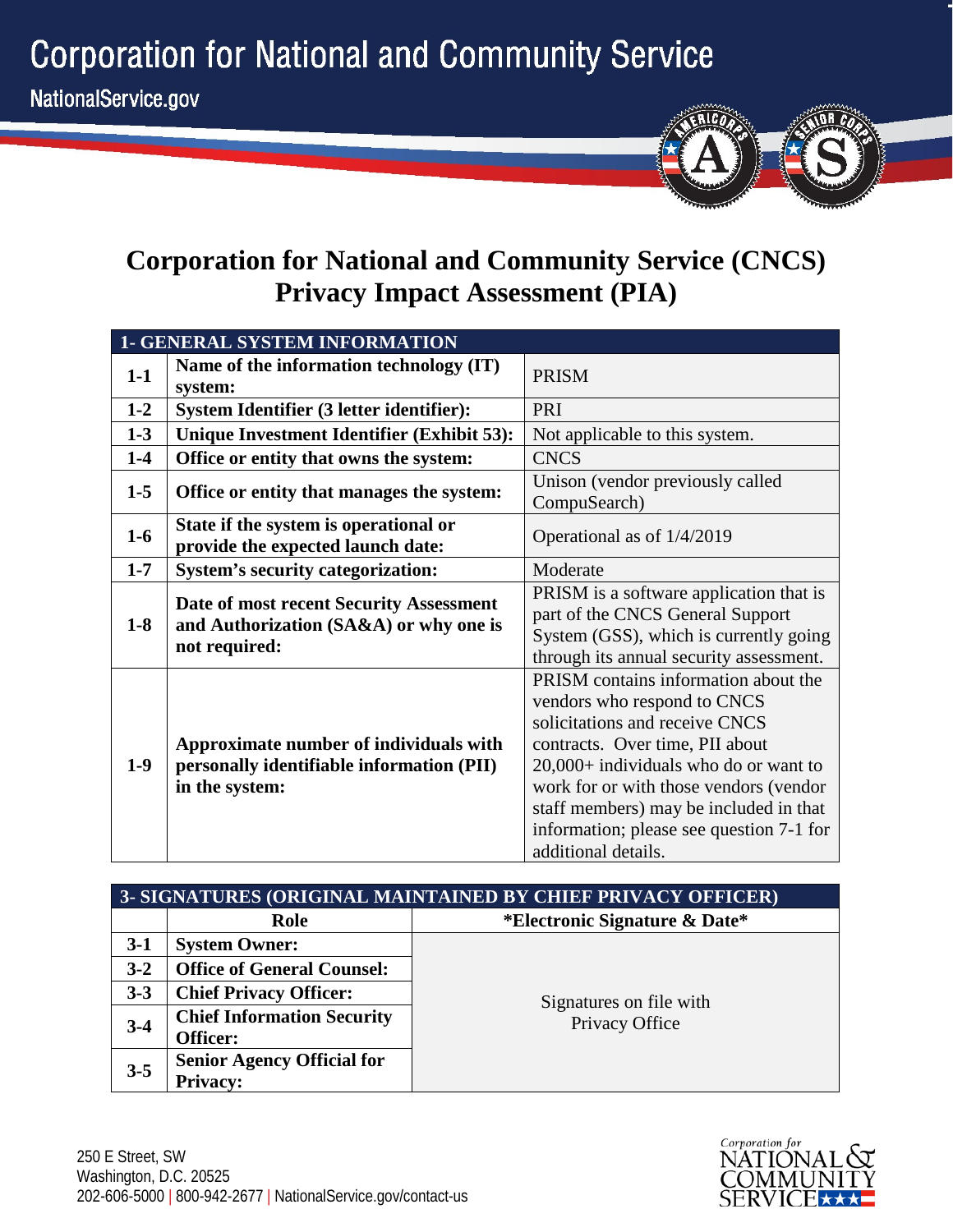# Corporation for National and Community Service

NationalService.gov

## Corporation for National and Community Service (CNCS) Privacy Impact Assessment (PIA)

| 1- GENERAL SYSTEM INFORMATION | | |
|---|---|---|
| **1-1** | **Name of the information technology (IT) system:** | PRISM |
| **1-2** | **System Identifier (3 letter identifier):** | PRI |
| **1-3** | **Unique Investment Identifier (Exhibit 53):** | Not applicable to this system. |
| **1-4** | **Office or entity that owns the system:** | CNCS |
| **1-5** | **Office or entity that manages the system:** | Unison (vendor previously called CompuSearch) |
| **1-6** | **State if the system is operational or provide the expected launch date:** | Operational as of 1/4/2019 |
| **1-7** | **System's security categorization:** | Moderate |
| **1-8** | **Date of most recent Security Assessment and Authorization (SA&A) or why one is not required:** | PRISM is a software application that is part of the CNCS General Support System (GSS), which is currently going through its annual security assessment. |
| **1-9** | **Approximate number of individuals with personally identifiable information (PII) in the system:** | PRISM contains information about the vendors who respond to CNCS solicitations and receive CNCS contracts. Over time, PII about 20,000+ individuals who do or want to work for or with those vendors (vendor staff members) may be included in that information; please see question 7-1 for additional details. |

| 3- SIGNATURES (ORIGINAL MAINTAINED BY CHIEF PRIVACY OFFICER) | | |
|---|---|---|
| | **Role** | **\*Electronic Signature & Date\*** |
| **3-1** | **System Owner:** | Signatures on file with Privacy Office |
| **3-2** | **Office of General Counsel:** | |
| **3-3** | **Chief Privacy Officer:** | |
| **3-4** | **Chief Information Security Officer:** | |
| **3-5** | **Senior Agency Official for Privacy:** | |

250 E Street, SW
Washington, D.C. 20525
202-606-5000 | 800-942-2677 | NationalService.gov/contact-us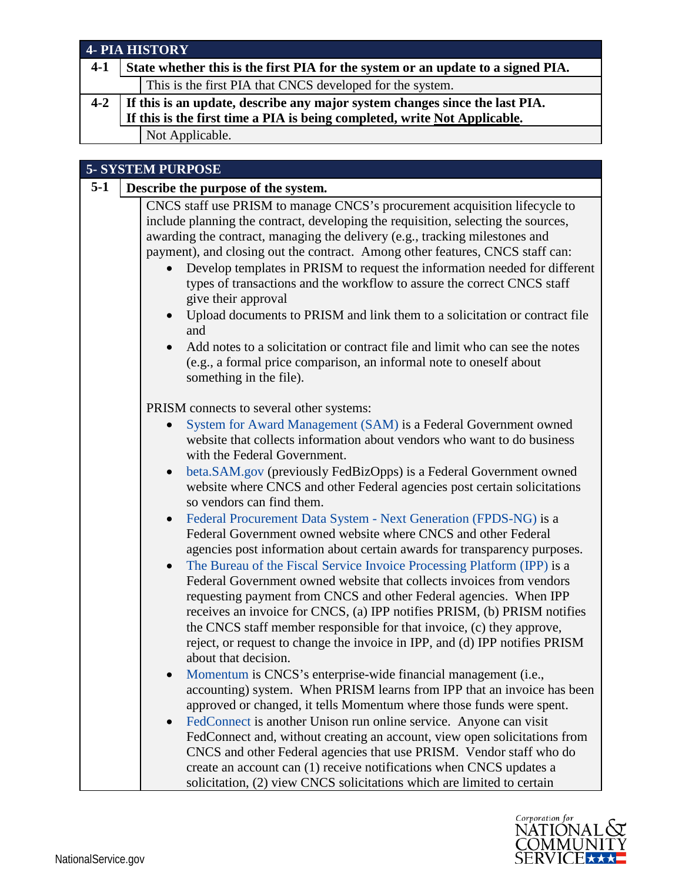## 4- PIA HISTORY

**4-1 State whether this is the first PIA for the system or an update to a signed PIA.**

This is the first PIA that CNCS developed for the system.

**4-2 If this is an update, describe any major system changes since the last PIA. If this is the first time a PIA is being completed, write Not Applicable.**

Not Applicable.

## 5- SYSTEM PURPOSE

**5-1 Describe the purpose of the system.**

CNCS staff use PRISM to manage CNCS's procurement acquisition lifecycle to include planning the contract, developing the requisition, selecting the sources, awarding the contract, managing the delivery (e.g., tracking milestones and payment), and closing out the contract. Among other features, CNCS staff can:

- Develop templates in PRISM to request the information needed for different types of transactions and the workflow to assure the correct CNCS staff give their approval
- Upload documents to PRISM and link them to a solicitation or contract file and
- Add notes to a solicitation or contract file and limit who can see the notes (e.g., a formal price comparison, an informal note to oneself about something in the file).

PRISM connects to several other systems:

- System for Award Management (SAM) is a Federal Government owned website that collects information about vendors who want to do business with the Federal Government.
- beta.SAM.gov (previously FedBizOpps) is a Federal Government owned website where CNCS and other Federal agencies post certain solicitations so vendors can find them.
- Federal Procurement Data System - Next Generation (FPDS-NG) is a Federal Government owned website where CNCS and other Federal agencies post information about certain awards for transparency purposes.
- The Bureau of the Fiscal Service Invoice Processing Platform (IPP) is a Federal Government owned website that collects invoices from vendors requesting payment from CNCS and other Federal agencies. When IPP receives an invoice for CNCS, (a) IPP notifies PRISM, (b) PRISM notifies the CNCS staff member responsible for that invoice, (c) they approve, reject, or request to change the invoice in IPP, and (d) IPP notifies PRISM about that decision.
- Momentum is CNCS's enterprise-wide financial management (i.e., accounting) system. When PRISM learns from IPP that an invoice has been approved or changed, it tells Momentum where those funds were spent.
- FedConnect is another Unison run online service. Anyone can visit FedConnect and, without creating an account, view open solicitations from CNCS and other Federal agencies that use PRISM. Vendor staff who do create an account can (1) receive notifications when CNCS updates a solicitation, (2) view CNCS solicitations which are limited to certain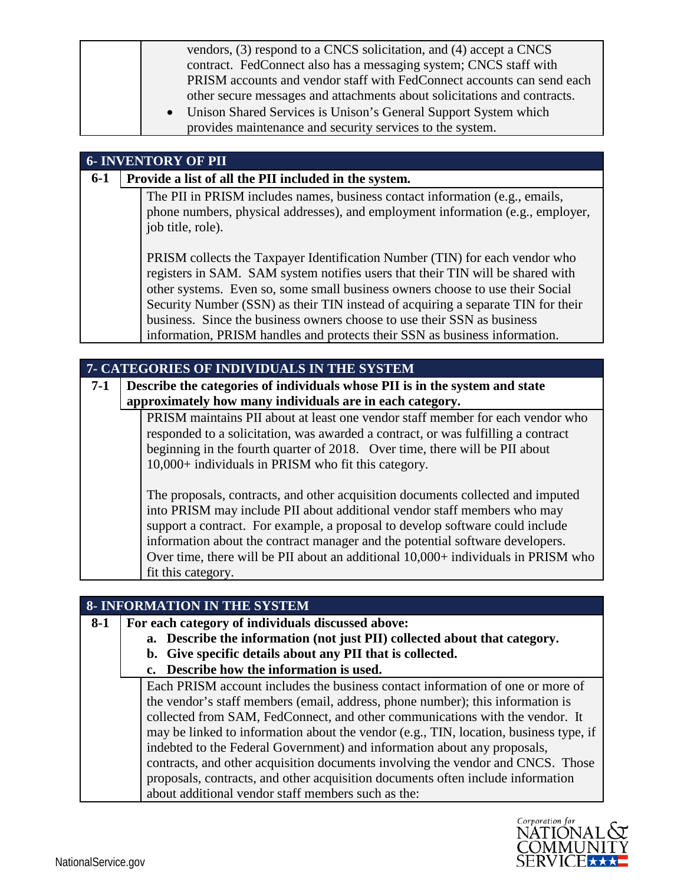- vendors, (3) respond to a CNCS solicitation, and (4) accept a CNCS contract. FedConnect also has a messaging system; CNCS staff with PRISM accounts and vendor staff with FedConnect accounts can send each other secure messages and attachments about solicitations and contracts.
- Unison Shared Services is Unison's General Support System which provides maintenance and security services to the system.

## 6- INVENTORY OF PII

**6-1 Provide a list of all the PII included in the system.**

The PII in PRISM includes names, business contact information (e.g., emails, phone numbers, physical addresses), and employment information (e.g., employer, job title, role).

PRISM collects the Taxpayer Identification Number (TIN) for each vendor who registers in SAM. SAM system notifies users that their TIN will be shared with other systems. Even so, some small business owners choose to use their Social Security Number (SSN) as their TIN instead of acquiring a separate TIN for their business. Since the business owners choose to use their SSN as business information, PRISM handles and protects their SSN as business information.

## 7- CATEGORIES OF INDIVIDUALS IN THE SYSTEM

**7-1 Describe the categories of individuals whose PII is in the system and state approximately how many individuals are in each category.**

PRISM maintains PII about at least one vendor staff member for each vendor who responded to a solicitation, was awarded a contract, or was fulfilling a contract beginning in the fourth quarter of 2018. Over time, there will be PII about 10,000+ individuals in PRISM who fit this category.

The proposals, contracts, and other acquisition documents collected and imputed into PRISM may include PII about additional vendor staff members who may support a contract. For example, a proposal to develop software could include information about the contract manager and the potential software developers. Over time, there will be PII about an additional 10,000+ individuals in PRISM who fit this category.

## 8- INFORMATION IN THE SYSTEM

**8-1 For each category of individuals discussed above:**

**a. Describe the information (not just PII) collected about that category.**

**b. Give specific details about any PII that is collected.**

**c. Describe how the information is used.**

Each PRISM account includes the business contact information of one or more of the vendor's staff members (email, address, phone number); this information is collected from SAM, FedConnect, and other communications with the vendor. It may be linked to information about the vendor (e.g., TIN, location, business type, if indebted to the Federal Government) and information about any proposals, contracts, and other acquisition documents involving the vendor and CNCS. Those proposals, contracts, and other acquisition documents often include information about additional vendor staff members such as the: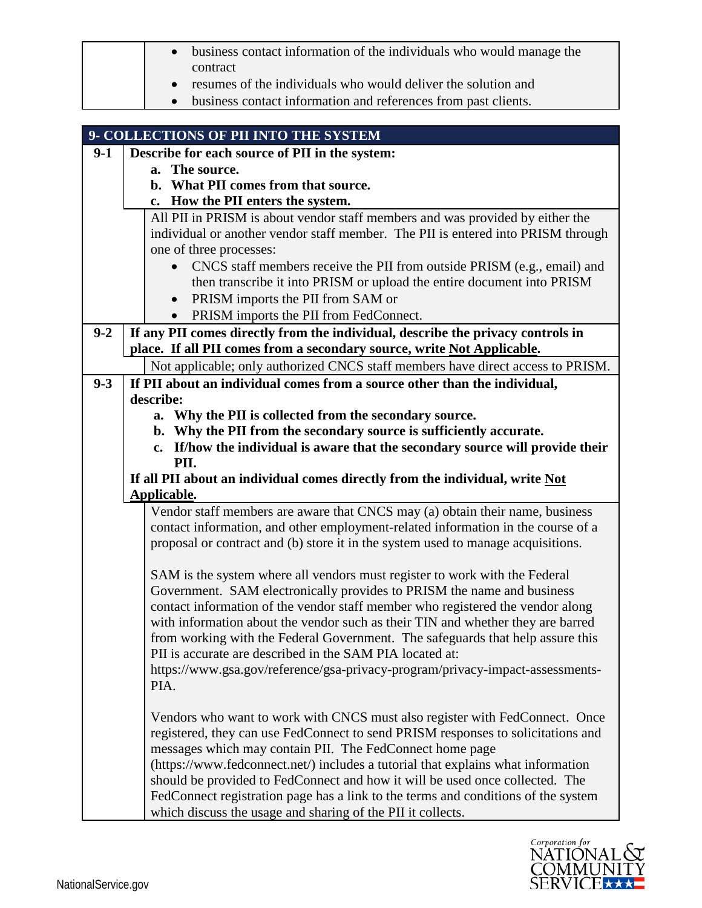- business contact information of the individuals who would manage the contract
- resumes of the individuals who would deliver the solution and
- business contact information and references from past clients.

## 9- COLLECTIONS OF PII INTO THE SYSTEM

**9-1 Describe for each source of PII in the system:**

**a. The source.**
**b. What PII comes from that source.**
**c. How the PII enters the system.**

All PII in PRISM is about vendor staff members and was provided by either the individual or another vendor staff member. The PII is entered into PRISM through one of three processes:

- CNCS staff members receive the PII from outside PRISM (e.g., email) and then transcribe it into PRISM or upload the entire document into PRISM
- PRISM imports the PII from SAM or
- PRISM imports the PII from FedConnect.

**9-2 If any PII comes directly from the individual, describe the privacy controls in place. If all PII comes from a secondary source, write Not Applicable.**

Not applicable; only authorized CNCS staff members have direct access to PRISM.

**9-3 If PII about an individual comes from a source other than the individual, describe:**

**a. Why the PII is collected from the secondary source.**
**b. Why the PII from the secondary source is sufficiently accurate.**
**c. If/how the individual is aware that the secondary source will provide their PII.**

**If all PII about an individual comes directly from the individual, write Not Applicable.**

Vendor staff members are aware that CNCS may (a) obtain their name, business contact information, and other employment-related information in the course of a proposal or contract and (b) store it in the system used to manage acquisitions.

SAM is the system where all vendors must register to work with the Federal Government. SAM electronically provides to PRISM the name and business contact information of the vendor staff member who registered the vendor along with information about the vendor such as their TIN and whether they are barred from working with the Federal Government. The safeguards that help assure this PII is accurate are described in the SAM PIA located at: https://www.gsa.gov/reference/gsa-privacy-program/privacy-impact-assessments-PIA.

Vendors who want to work with CNCS must also register with FedConnect. Once registered, they can use FedConnect to send PRISM responses to solicitations and messages which may contain PII. The FedConnect home page (https://www.fedconnect.net/) includes a tutorial that explains what information should be provided to FedConnect and how it will be used once collected. The FedConnect registration page has a link to the terms and conditions of the system which discuss the usage and sharing of the PII it collects.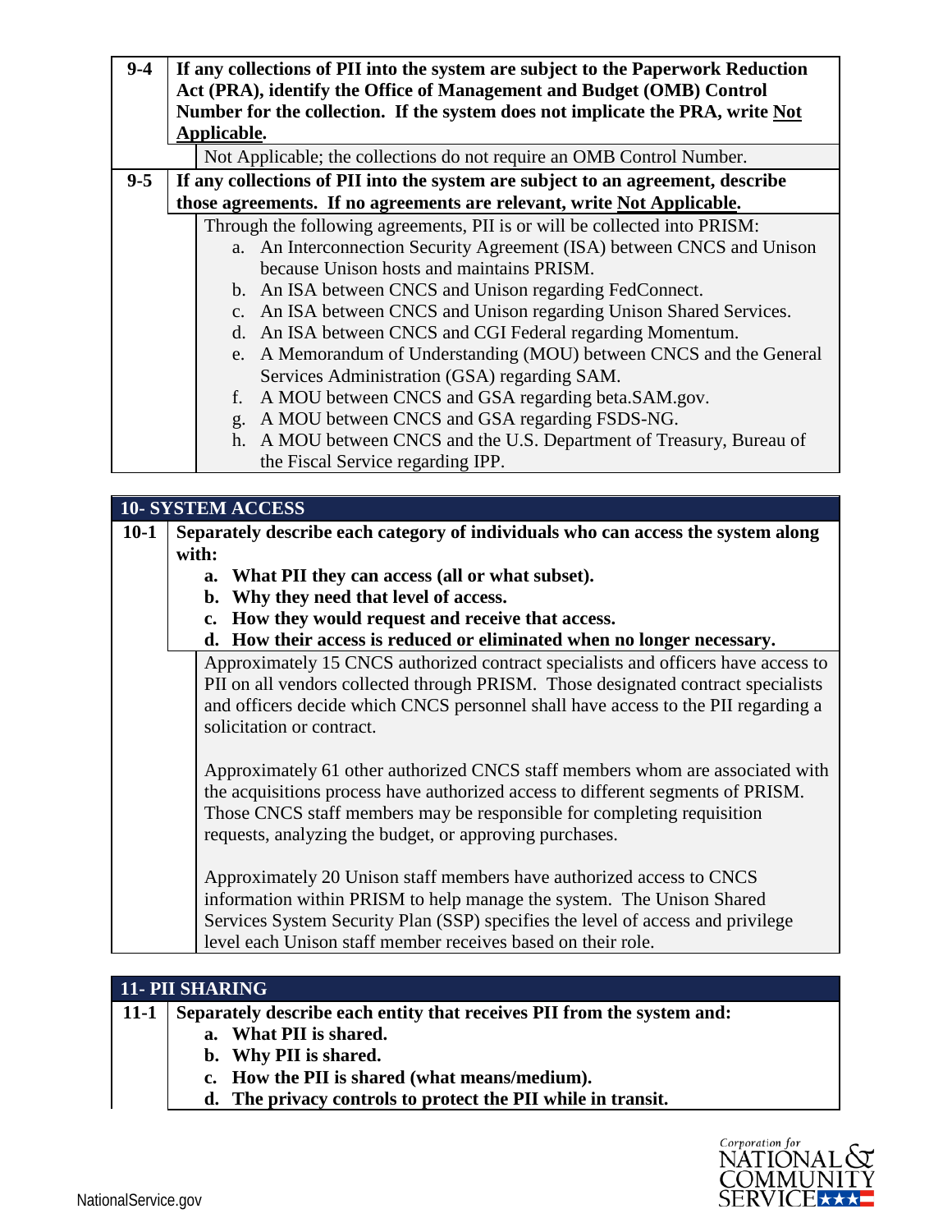**9-4 If any collections of PII into the system are subject to the Paperwork Reduction Act (PRA), identify the Office of Management and Budget (OMB) Control Number for the collection. If the system does not implicate the PRA, write Not Applicable.**

Not Applicable; the collections do not require an OMB Control Number.

**9-5 If any collections of PII into the system are subject to an agreement, describe those agreements. If no agreements are relevant, write Not Applicable.**

Through the following agreements, PII is or will be collected into PRISM:

a. An Interconnection Security Agreement (ISA) between CNCS and Unison because Unison hosts and maintains PRISM.
b. An ISA between CNCS and Unison regarding FedConnect.
c. An ISA between CNCS and Unison regarding Unison Shared Services.
d. An ISA between CNCS and CGI Federal regarding Momentum.
e. A Memorandum of Understanding (MOU) between CNCS and the General Services Administration (GSA) regarding SAM.
f. A MOU between CNCS and GSA regarding beta.SAM.gov.
g. A MOU between CNCS and GSA regarding FSDS-NG.
h. A MOU between CNCS and the U.S. Department of Treasury, Bureau of the Fiscal Service regarding IPP.

## 10- SYSTEM ACCESS

**10-1 Separately describe each category of individuals who can access the system along with:**

**a. What PII they can access (all or what subset).**
**b. Why they need that level of access.**
**c. How they would request and receive that access.**
**d. How their access is reduced or eliminated when no longer necessary.**

Approximately 15 CNCS authorized contract specialists and officers have access to PII on all vendors collected through PRISM. Those designated contract specialists and officers decide which CNCS personnel shall have access to the PII regarding a solicitation or contract.

Approximately 61 other authorized CNCS staff members whom are associated with the acquisitions process have authorized access to different segments of PRISM. Those CNCS staff members may be responsible for completing requisition requests, analyzing the budget, or approving purchases.

Approximately 20 Unison staff members have authorized access to CNCS information within PRISM to help manage the system. The Unison Shared Services System Security Plan (SSP) specifies the level of access and privilege level each Unison staff member receives based on their role.

## 11- PII SHARING

**11-1 Separately describe each entity that receives PII from the system and:**

**a. What PII is shared.**
**b. Why PII is shared.**
**c. How the PII is shared (what means/medium).**
**d. The privacy controls to protect the PII while in transit.**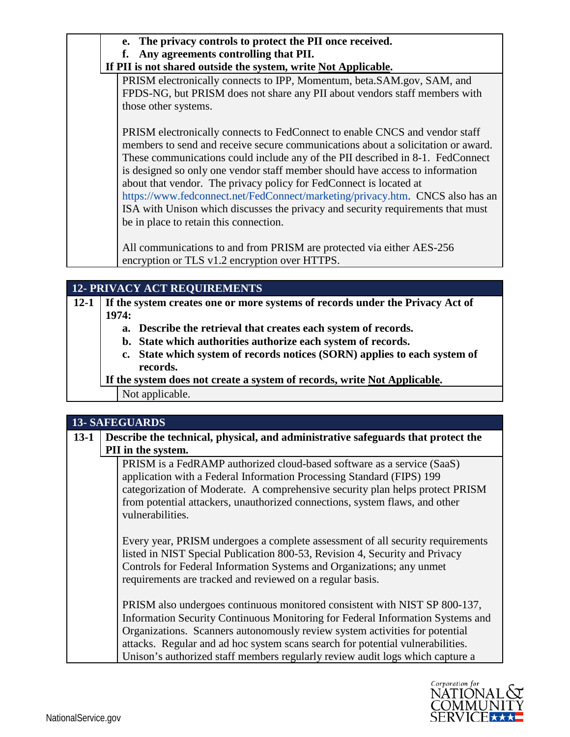|  |  |
|---|---|
|  | **e. The privacy controls to protect the PII once received.**<br>**f. Any agreements controlling that PII.**<br>**If PII is not shared outside the system, write Not Applicable.** |
|  | PRISM electronically connects to IPP, Momentum, beta.SAM.gov, SAM, and FPDS-NG, but PRISM does not share any PII about vendors staff members with those other systems.<br><br>PRISM electronically connects to FedConnect to enable CNCS and vendor staff members to send and receive secure communications about a solicitation or award. These communications could include any of the PII described in 8-1. FedConnect is designed so only one vendor staff member should have access to information about that vendor. The privacy policy for FedConnect is located at https://www.fedconnect.net/FedConnect/marketing/privacy.htm. CNCS also has an ISA with Unison which discusses the privacy and security requirements that must be in place to retain this connection.<br><br>All communications to and from PRISM are protected via either AES-256 encryption or TLS v1.2 encryption over HTTPS. |

## 12- PRIVACY ACT REQUIREMENTS

|  |  |
|---|---|
| **12-1** | **If the system creates one or more systems of records under the Privacy Act of 1974:**<br>**a. Describe the retrieval that creates each system of records.**<br>**b. State which authorities authorize each system of records.**<br>**c. State which system of records notices (SORN) applies to each system of records.**<br>**If the system does not create a system of records, write Not Applicable.** |
|  | Not applicable. |

## 13- SAFEGUARDS

|  |  |
|---|---|
| **13-1** | **Describe the technical, physical, and administrative safeguards that protect the PII in the system.** |
|  | PRISM is a FedRAMP authorized cloud-based software as a service (SaaS) application with a Federal Information Processing Standard (FIPS) 199 categorization of Moderate. A comprehensive security plan helps protect PRISM from potential attackers, unauthorized connections, system flaws, and other vulnerabilities.<br><br>Every year, PRISM undergoes a complete assessment of all security requirements listed in NIST Special Publication 800-53, Revision 4, Security and Privacy Controls for Federal Information Systems and Organizations; any unmet requirements are tracked and reviewed on a regular basis.<br><br>PRISM also undergoes continuous monitored consistent with NIST SP 800-137, Information Security Continuous Monitoring for Federal Information Systems and Organizations. Scanners autonomously review system activities for potential attacks. Regular and ad hoc system scans search for potential vulnerabilities. Unison's authorized staff members regularly review audit logs which capture a |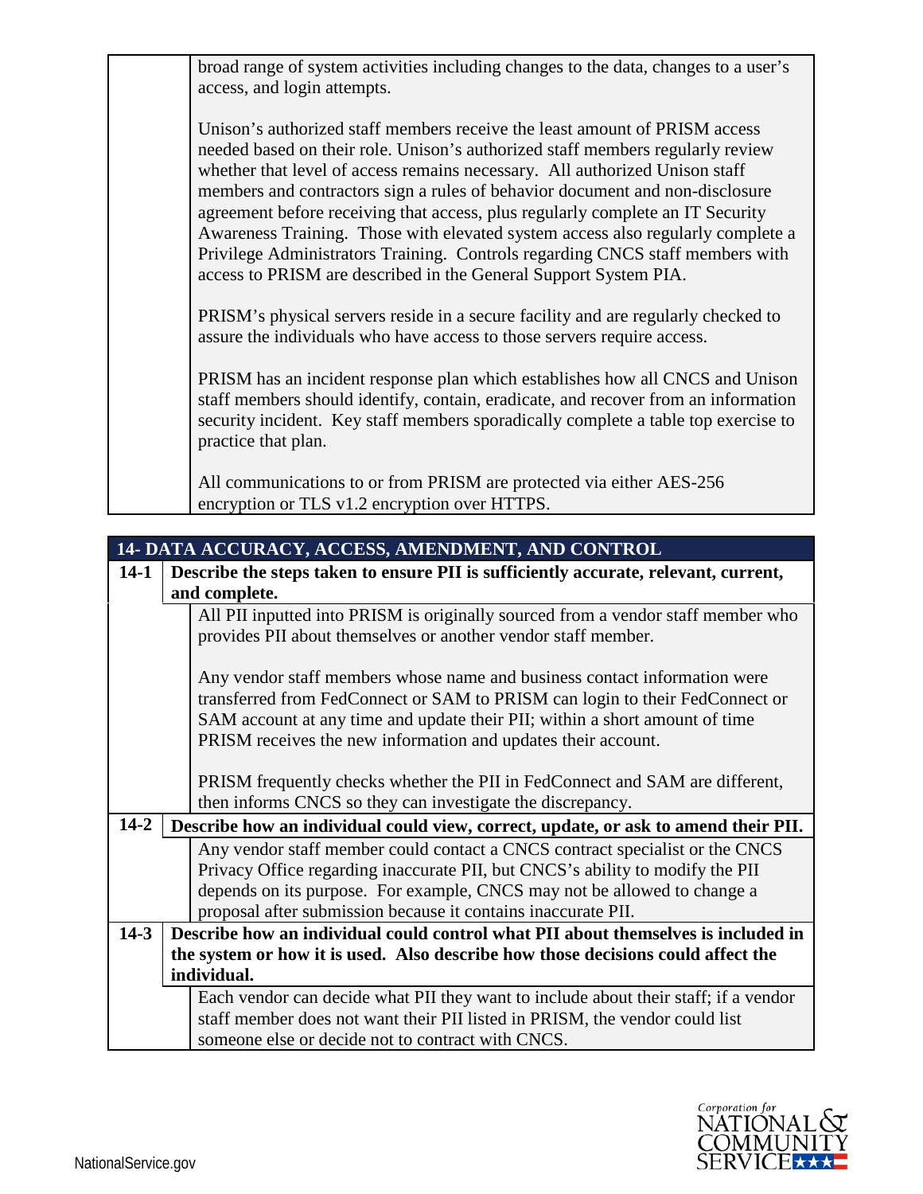broad range of system activities including changes to the data, changes to a user's access, and login attempts.

Unison's authorized staff members receive the least amount of PRISM access needed based on their role. Unison's authorized staff members regularly review whether that level of access remains necessary. All authorized Unison staff members and contractors sign a rules of behavior document and non-disclosure agreement before receiving that access, plus regularly complete an IT Security Awareness Training. Those with elevated system access also regularly complete a Privilege Administrators Training. Controls regarding CNCS staff members with access to PRISM are described in the General Support System PIA.

PRISM's physical servers reside in a secure facility and are regularly checked to assure the individuals who have access to those servers require access.

PRISM has an incident response plan which establishes how all CNCS and Unison staff members should identify, contain, eradicate, and recover from an information security incident. Key staff members sporadically complete a table top exercise to practice that plan.

All communications to or from PRISM are protected via either AES-256 encryption or TLS v1.2 encryption over HTTPS.

## 14- DATA ACCURACY, ACCESS, AMENDMENT, AND CONTROL

**14-1 Describe the steps taken to ensure PII is sufficiently accurate, relevant, current, and complete.**

All PII inputted into PRISM is originally sourced from a vendor staff member who provides PII about themselves or another vendor staff member.

Any vendor staff members whose name and business contact information were transferred from FedConnect or SAM to PRISM can login to their FedConnect or SAM account at any time and update their PII; within a short amount of time PRISM receives the new information and updates their account.

PRISM frequently checks whether the PII in FedConnect and SAM are different, then informs CNCS so they can investigate the discrepancy.

**14-2 Describe how an individual could view, correct, update, or ask to amend their PII.**

Any vendor staff member could contact a CNCS contract specialist or the CNCS Privacy Office regarding inaccurate PII, but CNCS's ability to modify the PII depends on its purpose. For example, CNCS may not be allowed to change a proposal after submission because it contains inaccurate PII.

**14-3 Describe how an individual could control what PII about themselves is included in the system or how it is used. Also describe how those decisions could affect the individual.**

Each vendor can decide what PII they want to include about their staff; if a vendor staff member does not want their PII listed in PRISM, the vendor could list someone else or decide not to contract with CNCS.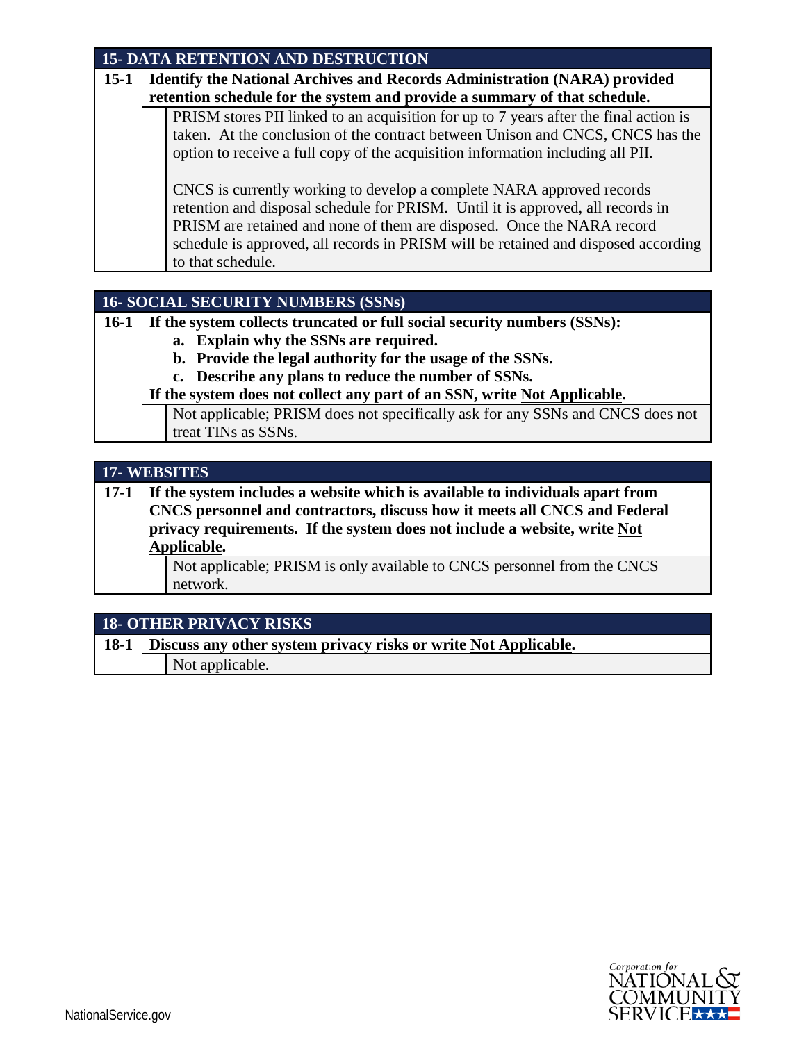## 15- DATA RETENTION AND DESTRUCTION

**15-1 Identify the National Archives and Records Administration (NARA) provided retention schedule for the system and provide a summary of that schedule.**

PRISM stores PII linked to an acquisition for up to 7 years after the final action is taken. At the conclusion of the contract between Unison and CNCS, CNCS has the option to receive a full copy of the acquisition information including all PII.

CNCS is currently working to develop a complete NARA approved records retention and disposal schedule for PRISM. Until it is approved, all records in PRISM are retained and none of them are disposed. Once the NARA record schedule is approved, all records in PRISM will be retained and disposed according to that schedule.

## 16- SOCIAL SECURITY NUMBERS (SSNs)

**16-1 If the system collects truncated or full social security numbers (SSNs):**

**a. Explain why the SSNs are required.**
**b. Provide the legal authority for the usage of the SSNs.**
**c. Describe any plans to reduce the number of SSNs.**

**If the system does not collect any part of an SSN, write Not Applicable.**

Not applicable; PRISM does not specifically ask for any SSNs and CNCS does not treat TINs as SSNs.

## 17- WEBSITES

**17-1 If the system includes a website which is available to individuals apart from CNCS personnel and contractors, discuss how it meets all CNCS and Federal privacy requirements. If the system does not include a website, write Not Applicable.**

Not applicable; PRISM is only available to CNCS personnel from the CNCS network.

## 18- OTHER PRIVACY RISKS

**18-1 Discuss any other system privacy risks or write Not Applicable.**

Not applicable.